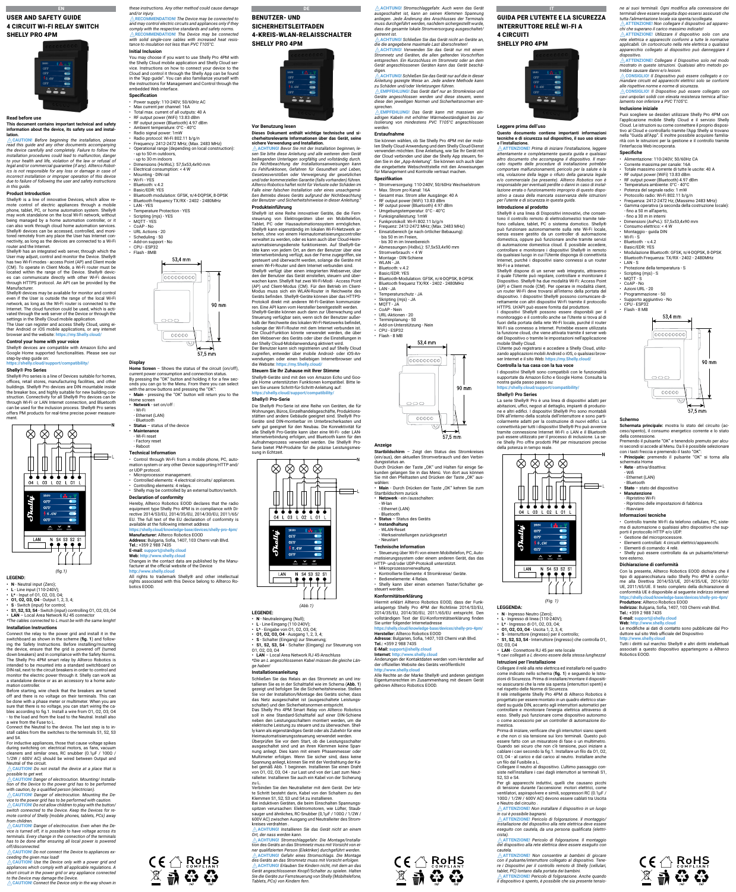EN

# USER AND SAFETY GUIDE
# 4 CIRCUIT WI-FI RELAY SWITCH
# SHELLY PRO 4PM

### Read before use

**This document contains important technical and safety information about the device, its safety use and installation.**

⚠**CAUTION!** *Before beginning the installation, please read this guide and any other documents accompanying the device carefully and completely. Failure to follow the installation procedures could lead to malfunction, danger to your health and life, violation of the law or refusal of legal and/or commercial guarantee (if any). Allterco Robotics is not responsible for any loss or damage in case of incorrect installation or improper operation of this device due to failure of following the user and safety instructions in this guide.*

### Product Introduction

Shelly® is a line of innovative Devices, which allow remote control of electric appliances through a mobile phone, tablet, PC, or home automation system. Shelly® devices can work standalone on the local Wi-Fi network, without being managed by a home automation controller, or it can also work through cloud home automation services. Shelly® devices can be accessed, controlled, and monitored remotely from any place the User has Internet connectivity, as long as the devices are connected to a Wi-Fi router and the Internet.

Shelly® has an integrated web server, through which the User may adjust, control and monitor the Device. Shelly® has two Wi-Fi modes - access Point (AP) and Client mode (CM). To operate in Client Mode, a Wi-Fi router must be located within the range of the Device. Shelly® devices can communicate directly with other Wi-Fi devices through HTTPS protocol. An API can be provided by the Manufacturer.

Shelly® devices may be available for monitor and control even if the User is outside the range of the local Wi-Fi network, as long as the Wi-Fi router is connected to the Internet. The cloud function could be used, which is activated through the web server of the Device or through the settings in the Shelly Cloud mobile application.

The User can register and access Shelly Cloud, using either Android or iOS mobile applications, or any internet browser and the website: **https://my.shelly.cloud/**

### Control your home with your voice

Shelly® devices are compatible with Amazon Echo and Google Home supported functionalities. Please see our step-by-step guide on:
**https://shelly.cloud/support/compatibility/**

### Shelly® Pro Series

Shelly® Pro series is a line of Devices suitable for homes, offices, retail stores, manufacturing facilities, and other buildings. Shelly® Pro devices are DIN mountable inside the breaker box, and highly suitable for new building construction. Connectivity for all Shelly® Pro Devices can be through Wi-Fi or LAN internet connection, and Bluetooth can be used for the inclusion process. Shelly® Pro series offers PM products for real-time precise power measurement.

*(fig.1)*

### LEGEND:

- **N** - Neutral input (Zero);
- **L** - Line input (110-240V);
- **L\*** - Input of O1, O2, O3, O4;
- **O1, O2, O3, O4** - Output 1, 2, 3, 4;
- **S** - Switch (input) for control;
- **S1, S2, S3, S4** - Switch (input) controlling O1, O2, O3, O4
- **LAN** – Local Area Network RJ 45 connector

*\*The cables connected to L must be with the same lenght!*

### Installation Instructions

Connect the relay to the power grid and install it in the switchboard as shown in the scheme (**fig. 1**) and following the Safety Instructions. Before installing/mounting the device, ensure that the grid is powered off (turned down breakers) and in compliance with the Safety Norms. The Shelly Pro 4PM smart relay by Allterco Robotics is intended to be mounted into a standard switchboard on DIN rail, next to the circuit breakers in order to control and monitor the electric power through it. Shelly can work as a standalone device or as an accessory to a home automation controller.

Before starting, wire check that the breakers are turned off and there is no voltage on their terminals. This can be done with a phase meter or multimeter. When you are sure that there is no voltage, you can start wiring the cables according to fig.1. Install a wire from O1, O2, O3, O4 - to the load and from the load to the Neutral. Install also a wire from the Fuse to L.

Connect the Neutral to the device. The last step is to install cables from the switches to the terminals S1, S2, S3 and S4.

For inductive appliances, those that cause voltage spikes during switching on: electrical motors, as fans, vacuum cleaners and similar ones, RC snubber (0.1µF / 100Ω / 1/2W / 600V AC) should be wired between Output and Neutral of the circuit.

⚠**CAUTION!** *Do not install the device at a place that is possible to get wet.*

⚠**CAUTION!** *Danger of electrocution. Mounting/ Installation of the Device to the power grid has to be performed with caution, by a qualified person (electrician).*

⚠**CAUTION!** *Danger of electrocution. Mounting the Device to the power grid has to be performed with caution.*

⚠**CAUTION!** *Do not allow children to play with the button/ switch connected to the Device. Keep the Devices for remote control of Shelly (mobile phones, tablets, PCs) away from children.*

⚠**CAUTION!** *Danger of electrocution. Even when the Device is turned off, it is possible to have voltage across its terminals. Every change in the connection of the terminals has to be done after ensuring all local power is powered off/disconnected.*

⚠**CAUTION!** *Do not connect the Device to appliances exceeding the given max load!*

⚠**CAUTION!** *Use the Device only with a power grid and appliances which comply with all applicable regulations. A short circuit in the power grid or any appliance connected to the Device may damage the Device.*

⚠**CAUTION!** *Connect the Device only in the way shown in these instructions. Any other method could cause damage and/or injury.*

⚠**RECOMMENDATION!** *The Device may be connected to and may control electric circuits and appliances only if they comply with the respective standards and safety norms.*

⚠**RECOMMENDATION!** *The Device may be connected with solid single-core cables with increased heat resistance to insulation not less than PVC T105°C.*

### Initial Inclusion

You may choose if you want to use Shelly Pro 4PM with the Shelly Cloud mobile application and Shelly Cloud service. Instructions on how to connect your device to the Cloud and control it through the Shelly App can be found in the "App guide". You can also familiarize yourself with the instructions for Management and Control through the embedded Web interface.

### Specification

- Power supply: 110-240V; 50/60Hz AC
- Max current per channel: 16A
- Total max. current of all outputs: 40 A
- RF output power (WiFi) 13.83 dBm
- RF output power (Bluetooth) 4.97 dBm
- Ambient temperature: 0°C - 40°C
- Radio signal power: 1mW
- Radio protocol: Wi-Fi 802.11 b/g/n
- Frequency: 2412-2472 MHz; (Max. 2483 MHz)
- Operational range (depending on local construction):
  - up to 50 m outdoors,
  - up to 30 m indoors
- Dimensions (HxWxL): 57,5x53,4x90 mm
- Electrical consumption: < 4 W
- Mounting - DIN rail
- Wi-Fi - YES
- Bluetooth: v.4.2
- Basic/EDR: YES
- Bluetooth modulation: GFSK, π/4-DQPSK, 8-DPSK
- Bluetooth frequency TX/RX - 2402 - 2480MHz
- LAN - YES
- Temperature Protection - YES
- Scripting (mjs) - YES
- MQTT - YES
- CoAP - No
- URL Actions - 20
- Scheduling - 50
- Add-on support - No
- CPU - ESP32
- Flash - 8MB

53,4 mm | 90 mm | 57,5 mm

### Display

**Home Screen** – Shows the status of the circuit (on/off), current power consumption and connection status.

By pressing the "OK" button and holding it for a few seconds you can go to the Menu. From there you can select with the arrow buttons and pressing the "OK":

- **Main** - pressing the "OK" button will return you to the Home screen
- **Network** - set on/off :
  - Wi-Fi
  - Ethernet (LAN)
  - Bluetooth
- **Status** – status of the device
- **Maintenance**
  - Wi-Fi reset
  - Factory reset
  - Reboot

### Technical Information

- Control through Wi-Fi from a mobile phone, PC, automation system or any other Device supporting HTTP and/ or UDP protocol.
- Microprocessor management.
- Controlled elements: 4 electrical circuits/ appliances.
- Controlling elements: 4 relays.
- Shelly may be controlled by an external button/switch.

### Declaration of conformity

Hereby, Allterco Robotics EOOD declares that the radio equipment type Shelly Pro 4PM is in compliance with Directive 2014/53/EU, 2014/35/EU, 2014/30/EU, 2011/65/EU. The full text of the EU declaration of conformity is available at the following internet address
**https://shelly.cloud/knowledge-base/devices/shelly-pro-4pm/**

**Manufacturer:** Allterco Robotics EOOD
**Address:** Bulgaria, Sofia, 1407, 103 Cherni vrah Blvd.
**Tel.:** +359 2 988 7435
**E-mail:** **support@shelly.cloud**
**Web:** **http://www.shelly.cloud**

Changes in the contact data are published by the Manufacturer at the official website of the Device
**http://www.shelly.cloud**

All rights to trademark Shelly® and other intellectual rights associated with this Device belong to Allterco Robotics EOOD.

DE

# BENUTZER- UND SICHERHEITSLEITFADEN
# 4-KREIS-WLAN-RELAISSCHALTER
# SHELLY PRO 4PM

### Vor Benutzung lesen

**Dieses Dokument enthält wichtige technische und sicherheitsrelevante Informationen über das Gerät, seine sichere Verwendung und Installation.**

⚠**ACHTUNG!** *Bevor Sie mit der Installation beginnen, lesen Sie bitte diese Anleitung und alle weiteren dem Gerät beiliegenden Unterlagen sorgfältig und vollständig durch. Die Nichtbeachtung der Installationsanweisungen kann zu Fehlfunktionen, Gefahren für Gesundheit und Leben, Gesetzesverstößen oder der Verweigerung der gesetzlichen und/oder kommerziellen Garantie (falls vorhanden) führen. Allterco Robotics haftet nicht für Verluste oder Schäden im Falle einer falschen Installation oder eines unsachgemäßen Betriebs dieses Geräts aufgrund der Nichtbeachtung der Benutzer- und Sicherheitshinweise in dieser Anleitung.*

### Produkteinführung

Shelly® ist eine Reihe innovativer Geräte, die die Fernsteuerung von Elektrogeräten über ein Mobiltelefon, Tablet, PC oder Hausautomationssystem ermöglichen. Shelly® kann eigenständig im lokalen Wi-Fi-Netzwerk arbeiten, ohne von einem Heimautomatisierungscontroller verwaltet zu werden, oder es kann auch über Cloud-Heimautomatisierungsdienste funktionieren. Auf Shelly®-Geräte kann von jedem Ort, an dem der Benutzer über eine Internetverbindung verfügt, aus der Ferne zugegriffen, gesteuert und überwacht werden, solange die Geräte mit einem Wi-Fi-Router und dem Internet verbunden sind.

Shelly® verfügt über einen integrierten Webserver, über den der Benutzer das Gerät einstellen, steuern und überwachen kann. Shelly® hat zwei Wi-Fi-Modi - Access Point (AP) und Client-Modus (CM). Um im Client-Modus zu arbeiten, muss sich ein WLAN-Router in Reichweite des Geräts befinden. Shelly®-Geräte können über das HTTPS-Protokoll direkt mit anderen Wi-Fi-Geräten kommunizieren. Eine API kann vom Hersteller bereitgestellt werden.

Shelly®-Geräte können auch dann zur Überwachung und Steuerung verfügbar sein, wenn sich der Benutzer außerhalb der Reichweite des lokalen Wi-Fi-Netzwerks befindet, solange der Wi-Fi-Router mit dem Internet verbunden ist. Die Cloud-Funktion könnte verwendet werden, die über den Webserver des Geräts oder über die Einstellungen in der Shelly Cloud-Mobilanwendung aktiviert wird.

Der Benutzer kann sich registrieren und auf Shelly Cloud zugreifen, entweder über mobile Android- oder iOS-Anwendungen oder einen beliebigen Internetbrowser und die Website: **https://my.shelly.cloud/**

### Steuern Sie Ihr Zuhause mit Ihrer Stimme

Shelly®-Geräte sind mit den von Amazon Echo und Google Home unterstützten Funktionen kompatibel. Bitte lesen Sie unsere Schritt-für-Schritt-Anleitung auf:
**https://shelly.cloud/support/compatibility/**

### Shelly® Pro-Serie

Die Shelly® Pro-Serie ist eine Reihe von Geräten, die für Wohnungen, Büros, Einzelhandelsgeschäfte, Produktionsstätten und andere Gebäude geeignet sind. Shelly® Pro-Geräte sind DIN-montierbar im Unterbrecherkasten und sehr gut geeignet für den Neubau. Die Konnektivität für alle Shelly® Pro-Geräte kann über eine Wi-Fi- oder LAN-Internetverbindung erfolgen, und Bluetooth kann für den Aufnahmeprozess verwendet werden. Die Shelly® Pro-Serie bietet PM-Produkte für die präzise Leistungsmessung in Echtzeit.

*(Abb.1)*

### LEGENDE:

- **N** - Neutraleingang (Null);
- **L** - Line-Eingang (110-240V);
- **L\*** - Eingabe von O1, O2, O3, O4;
- **O1, O2, O3, O4** - Ausgang 1, 2, 3, 4;
- **S** - Schalter (Eingang) zur Steuerung;
- **S1, S2, S3, S4** - Schalter (Eingang) zur Steuerung von O1, O2, O3, O4
- **LAN** – Local Area Network RJ 45-Anschluss

*\*Die an L angeschlossenen Kabel müssen die gleiche Länge haben!*

### Installationsanleitung

Schließen Sie das Relais an das Stromnetz an und installieren Sie es in der Schalttafel wie im Schema (**Abb. 1**) gezeigt und befolgen Sie die Sicherheitshinweise. Stellen Sie vor der Installation/Montage des Geräts sicher, dass das Netz ausgeschaltet ist (ausgeschaltete Leistungsschalter) und den Sicherheitsnormen entspricht.

Das Shelly Pro 4PM Smart Relay von Allterco Robotics soll in eine Standard-Schalttafel auf einer DIN-Schiene neben den Leistungsschaltern montiert werden, um die elektrische Leistung zu steuern und zu überwachen. Shelly kann als eigenständiges Gerät oder als Zubehör für eine Heimautomatisierungssteuerung verwendet werden.

Überprüfen Sie vor dem Start, ob die Leistungsschalter ausgeschaltet sind und an ihren Klemmen keine Spannung anliegt. Dies kann mit einem Phasenmesser oder Multimeter erfolgen. Wenn Sie sicher sind, dass keine Spannung anliegt, können Sie mit der Verdrahtung der Kabel gemäß Abb. 1 beginnen. Installieren Sie einen Draht von O1, O2, O3, O4 - zur Last und von der Last zum Neutralleiter. Installieren Sie auch ein Kabel von der Sicherung zu L.

Verbinden Sie den Neutralleiter mit dem Gerät. Der letzte Schritt besteht darin, Kabel von den Schaltern zu den Klemmen S1, S2, S3 und S4 zu installieren.

Bei induktiven Geräten, die beim Einschalten Spannungsspitzen verursachen: Elektromotoren, wie Lüfter, Staubsauger und ähnliches, RC-Snubber (0,1µF / 100Ω / 1/2W / 600V AC) zwischen Ausgang und Neutralleiter des Stromkreises verdrahten .

⚠**ACHTUNG!** *Installieren Sie das Gerät nicht an einem Ort, der nass werden kann.*

⚠**ACHTUNG!** *Stromschlaggefahr. Die Montage/Installation des Geräts an das Stromnetz muss mit Vorsicht von einer qualifizierten Person (Elektriker) durchgeführt werden.*

⚠**ACHTUNG!** *Gefahr eines Stromschlags. Die Montage des Geräts an das Stromnetz muss mit Vorsicht erfolgen.*

⚠**ACHTUNG!** *Erlauben Sie Kindern nicht, mit dem an das Gerät angeschlossenen Knopf/Schalter zu spielen. Halten Sie die Geräte zur Fernsteuerung von Shelly (Mobiltelefone, Tablets, PCs) von Kindern fern.*

⚠**ACHTUNG!** *Stromschlaggefahr. Auch wenn das Gerät ausgeschaltet ist, kann an seinen Klemmen Spannung anliegen. Jede Änderung des Anschlusses der Terminals muss durchgeführt werden, nachdem sichergestellt wurde, dass die gesamte lokale Stromversorgung ausgeschaltet/ getrennt ist.*

⚠**ACHTUNG!** *Schließen Sie das Gerät nicht an Geräte an, die die angegebene maximale Last überschreiten!*

⚠**ACHTUNG!** *Verwenden Sie das Gerät nur mit einem Stromnetz und Geräten, die allen geltenden Vorschriften entsprechen. Ein Kurzschluss im Stromnetz oder an einem an das Gerät angeschlossenen Geräten kann das Gerät beschädigen.*

⚠**ACHTUNG!** *Schließen Sie das Gerät nur auf die in dieser Anleitung gezeigte Weise an. Jede andere Methode kann zu Schäden und/oder Verletzungen führen.*

⚠**EMPFEHLUNG!** *Das Gerät darf nur an Stromkreise und Geräte angeschlossen werden und diese steuern, wenn diese den jeweiligen Normen und Sicherheitsnormen entsprechen.*

⚠**EMPFEHLUNG!** *Das Gerät kann mit massiven einadrigen Kabeln mit erhöhter Wärmebeständigkeit bis zur Isolierung von mindestens PVC T105°C angeschlossen werden.*

### Erstaufnahme

Sie können wählen, ob Sie Shelly Pro 4PM mit der mobilen Shelly Cloud-Anwendung und dem Shelly Cloud-Dienst verwenden möchten. Eine Anleitung, wie Sie Ihr Gerät mit der Cloud verbinden und über die Shelly App steuern, finden Sie in der „App-Anleitung". Sie können sich auch über die eingebettete Webschnittstelle mit den Anweisungen für Management und Kontrolle vertraut machen.

### Spezifikation

- Stromversorgung: 110-240V; 50/60Hz Wechselstrom
- Max. Strom pro Kanal: 16A
- Gesamt max. Strom aller Ausgänge: 40 A
- RF output power (WiFi) 13.83 dBm
- RF output power (Bluetooth) 4.97 dBm
- Umgebungstemperatur: 0°C - 40°C
- Funksignalleistung: 1mW
- Funkprotokoll: Wi-Fi 802.11 b/g/n
- Frequenz: 2412-2472 MHz; (Max. 2483 MHz)
- Einsatzbereich (je nach örtlicher Bebauung):
  - bis 50 m im Freien,
  - bis 30 m im Innenbereich
- Abmessungen (HxBxL): 57,5x53,4x90 mm
- Stromverbrauch: < 4 W
- Montage - DIN-Schiene
- WLAN - JA
- Bluetooth: v.4.2
- Basic/EDR: YES
- Bluetooth-Modulation: GFSK, π/4-DQPSK, 8-DPSK
- Bluetooth frequenz TX/RX - 2402 - 2480MHz
- LAN - JA
- Temperaturschutz - JA
- Skripting (mjs) - JA
- MQTT - JA
- CoAP - Nein
- URL-Aktionen - 20
- Terminplanung - 50
- Add-on-Unterstützung - Nein
- CPU - ESP32
- Flash - 8 MB

53,4 mm | 90 mm | 57,5 mm

### Anzeige

**Startbildschirm** – Zeigt den Status des Stromkreises (ein/aus), den aktuellen Stromverbrauch und den Verbindungsstatus an.

Durch Drücken der Taste „OK" und Halten für einige Sekunden gelangen Sie in das Menü. Von dort aus können Sie mit den Pfeiltasten und Drücken der Taste „OK" auswählen:

- **Main** - Durch Drücken der Taste „OK" kehren Sie zum Startbildschirm zurück
- **Netzwerk** - ein/ausschalten:
  - W-lan
  - Ethernet (LAN)
  - Bluetooth
- **Status** – Status des Geräts
- **Instandhaltung**
  - WLAN-Reset
  - Werkseinstellungen zurückgesetzt
  - Neustart

### Technische Information

- Steuerung über Wi-Fi von einem Mobiltelefon, PC, Automatisierungssystem oder einem anderen Gerät, das das HTTP- und/oder UDP-Protokoll unterstützt.
- Mikroprozessorverwaltung.
- Kontrollierte Elemente: 4 Stromkreise/ Geräte.
- Bedienelemente: 4 Relais.
- Shelly kann über einen externen Taster/Schalter gesteuert werden.

### Konformitätserklärung

Hiermit erklärt Allterco Robotics EOOD, dass der Funkanlagentyp Shelly Pro 4PM der Richtlinie 2014/53/EU, 2014/35/EU, 2014/30/EU, 2011/65/EU entspricht. Den vollständigen Text der EU-Konformitätserklärung finden Sie unter folgender Internetadresse
**https://shelly.cloud/knowledge-base/devices/shelly-pro-4pm/**

**Hersteller:** Allterco Robotics EOOD
**Adresse:** Bulgarien, Sofia, 1407, 103 Cherni vrah Blvd.
**Tel.:** +359 2 988 7435
**E-Mail:** **support@shelly.cloud**
**Internet:** **http://www.shelly.cloud**

Änderungen der Kontaktdaten werden vom Hersteller auf der offiziellen Website des Geräts veröffentlicht
**http://www.shelly.cloud**

Alle Rechte an der Marke Shelly® und anderen geistigen Eigentumsrechten im Zusammenhang mit diesem Gerät gehören Allterco Robotics EOOD.

IT

# GUIDA PER L'UTENTE E LA SICUREZZA
# INTERRUTTORE RELÈ WI-FI A 4 CIRCUITI
# SHELLY PRO 4PM

### Leggere prima dell'uso

**Questo documento contiene importanti informazioni tecniche e di sicurezza sul dispositivo, il suo uso sicuro e l'installazione.**

⚠**ATTENZIONE!** *Prima di iniziare l'installazione, leggere attentamente e completamente questa guida e qualsiasi altro documento che accompagna il dispositivo. Il mancato rispetto delle procedure di installazione potrebbe comportare malfunzionamenti, pericolo per la salute e la vita, violazione della legge o rifiuto della garanzia legale e/o commerciale (se presente). Allterco Robotics non è responsabile per eventuali perdite o danni in caso di installazione errata o funzionamento improprio di questo dispositivo a causa della mancata osservanza delle istruzioni per l'utente e di sicurezza in questa guida.*

### Introduzione al prodotto

Shelly® è una linea di Dispositivi innovativi, che consentono il controllo remoto di elettrodomestici tramite telefono cellulare, tablet, PC o sistema domotico. Shelly® può funzionare autonomamente sulla rete Wi-Fi locale, senza essere gestito da un controller di automazione domestica, oppure può funzionare anche tramite servizi di automazione domestica cloud. È possibile accedere, controllare e monitorare i dispositivi Shelly® in remoto da qualsiasi luogo in cui l'Utente dispone di connettività Internet, purché i dispositivi siano connessi a un router Wi-Fi e a Internet.

Shelly® dispone di un server web integrato, attraverso il quale l'Utente può regolare, controllare e monitorare il Dispositivo. Shelly® ha due modalità Wi-Fi: Access Point (AP) e Client mode (CM). Per operare in modalità client, un router Wi-Fi deve trovarsi all'interno della portata del dispositivo. I dispositivi Shelly® possono comunicare direttamente con altri dispositivi Wi-Fi tramite il protocollo HTTPS. Un'API può essere fornita dal produttore.

I dispositivi Shelly® possono essere disponibili per il monitoraggio e il controllo anche se l'Utente si trova al di fuori della portata della rete Wi-Fi locale, purché il router Wi-Fi sia connesso a Internet. Potrebbe essere utilizzata la funzione cloud, che viene attivata tramite il server web del Dispositivo o tramite le impostazioni nell'applicazione mobile Shelly Cloud.

L'Utente può registrarsi e accedere a Shelly Cloud, utilizzando applicazioni mobili Android o iOS, o qualsiasi browser Internet e il sito Web: **https://my.shelly.cloud/**

### Controlla la tua casa con la tua voce

I dispositivi Shelly® sono compatibili con le funzionalità supportate da Amazon Echo e Google Home. Consulta la nostra guida passo passo su:
**https://shelly.cloud/support/compatibility/**

### Shelly® Pro Series

La serie Shelly® Pro è una linea di dispositivi adatti per abitazioni, uffici, negozi al dettaglio, impianti di produzione e altri edifici. I dispositivi Shelly® Pro sono montabili DIN all'interno della scatola dell'interruttore e sono particolarmente adatti per la costruzione di nuovi edifici. La connettività per tutti i dispositivi Shelly® Pro può avvenire tramite connessione Internet Wi-Fi o LAN e il Bluetooth può essere utilizzato per il processo di inclusione. La serie Shelly Pro offre prodotti PM per misurazioni precise della potenza in tempo reale.

*(Fig. 1)*

### LEGGENDA:

- **N** - Ingresso Neutro (Zero);
- **L** - Ingresso di linea (110-240V);
- **L\*** - Ingresso di O1, O2, O3, O4;
- **O1, O2, O3, O4** - Uscita 1, 2, 3, 4;
- **S** - Interruttore (ingresso) per il controllo;
- **S1, S2, S3, S4** - Interruttore (ingresso) che controlla O1, O2, O3, O4
- **LAN** - Connettore RJ 45 per rete locale

*\*I cavi collegati a L devono essere della stessa lunghezza!*

### Istruzioni per l'installazione

Collegare il relè alla rete elettrica ed installarlo nel quadro come indicato nello schema (**fig. 1**) e seguendo le Istruzioni di Sicurezza. Prima di installare/montare il dispositivo assicurarsi che la rete sia spenta (interruttori spenti) e nel rispetto delle Norme di Sicurezza.

Il relè intelligente Shelly Pro 4PM di Allterco Robotics è progettato per essere montato in un quadro elettrico standard su guida DIN, accanto agli interruttori automatici per controllare e monitorare l'energia elettrica attraverso di esso. Shelly può funzionare come dispositivo autonomo o come accessorio per un controller di automazione domestica.

Prima di iniziare, verificare che gli interruttori siano spenti e che non ci sia tensione sui loro terminali. Questo può essere fatto con un misuratore di fase o un multimetro. Quando sei sicuro che non c'è tensione, puoi iniziare a cablare i cavi secondo la fig.1. Installare un filo da O1, O2, O3, O4 - al carico e dal carico al neutro. Installare anche un filo dal Fusibile a L.

Collegare il neutro al dispositivo. L'ultimo passaggio consiste nell'installare i cavi dagli interruttori ai terminali S1, S2, S3 e S4.

Per gli apparecchi induttivi, quelli che causano picchi di tensione durante l'accensione: motori elettrici, come ventilatori, aspirapolvere e simili, soppressori RC (0.1µF / 100Ω / 1/2W / 600V AC) devono essere cablati tra Uscita e Neutro del circuito .

⚠**ATTENZIONE!** *Non installare il dispositivo in un luogo in cui è possibile bagnarsi.*

⚠**ATTENZIONE!** *Pericolo di folgorazione. Il montaggio/ installazione del dispositivo alla rete elettrica deve essere eseguito con cautela, da una persona qualificata (elettricista).*

⚠**ATTENZIONE!** *Pericolo di folgorazione. Il montaggio del dispositivo alla rete elettrica deve essere eseguito con cautela.*

⚠**ATTENZIONE!** *Non consentire ai bambini di giocare con il pulsante/interruttore collegato al Dispositivo. Tenere i Dispositivi per il controllo remoto di Shelly (cellulari, tablet, PC) lontano dalla portata dei bambini.*

⚠**ATTENZIONE!** *Pericolo di folgorazione. Anche quando il dispositivo è spento, è possibile che sia presente tensione ai suoi terminali. Ogni modifica alla connessione dei terminali deve essere eseguita dopo essersi assicurati che tutta l'alimentazione locale sia spenta/scollegata.*

⚠**ATTENZIONE!** *Non collegare il dispositivo ad apparecchi che superano il carico massimo indicato!*

⚠**ATTENZIONE!** *Utilizzare il dispositivo solo con una rete elettrica e apparecchi conformi a tutte le normative applicabili. Un cortocircuito nella rete elettrica o qualsiasi apparecchio collegato al dispositivo può danneggiare il dispositivo.*

⚠**ATTENZIONE!** *Collegare il Dispositivo solo nel modo mostrato in queste istruzioni. Qualsiasi altro metodo potrebbe causare danni e/o lesioni.*

⚠**CONSIGLIO!** *Il Dispositivo può essere collegato e comandare circuiti ed apparecchi elettrici solo se conformi alle rispettive norme e norme di sicurezza.*

⚠**CONSIGLIO!** *Il dispositivo può essere collegato con cavi unipolari solidi con elevata resistenza termica all'isolamento non inferiore a PVC T105°C.*

### Inclusione iniziale

Puoi scegliere se desideri utilizzare Shelly Pro 4PM con l'applicazione mobile Shelly Cloud e il servizio Shelly Cloud. Le istruzioni su come connettere il proprio dispositivo al Cloud e controllarlo tramite l'App Shelly si trovano nella "Guida all'App". È inoltre possibile acquisire familiarità con le istruzioni per la gestione e il controllo tramite l'interfaccia Web incorporata.

### Specifiche

- Alimentazione: 110-240V; 50/60Hz CA
- Corrente massima per canale: 16A
- Totale massimo corrente di tutte le uscite: 40 A
- RF output power (WiFi) 13.83 dBm
- RF output power (Bluetooth) 4.97 dBm
- Temperatura ambiente: 0°C - 40°C
- Potenza del segnale radio: 1 mW
- Protocollo radio: Wi-Fi 802.11 b/g/n
- Frequenza: 2412-2472 Hz; (Massimo 2483 MHz)
- Gamma operativa (a seconda della costruzione locale):
  - fino a 50 m all'aperto,
  - fino a 30 m in interni
- Dimensioni (AxPxL): 57,5x53,4x90 mm
- Consumo elettrico: < 4 W
- Montaggio - guida DIN
- Wi-Fi - S
- Bluetooth - v.4.2
- Basic/EDR: YES
- Modulazione Bluetooth: GFSK, π/4-DQPSK, 8-DPSK
- Bluetooth Frequenza: TX/RX - 2402 - 2480MHz
- LAN - S
- Protezione della temperatura - S
- Scripting (mjs) - S
- MQTT - S
- CoAP - No
- Azioni URL - 20
- Programmazione - 50
- Supporto aggiuntivo - No
- CPU - ESP32
- Flash - 8 MB

53,4 mm | 90 mm | 57,5 mm

### Schermo

**Schermata principale:** mostra lo stato del circuito (acceso/spento), il consumo energetico corrente e lo stato della connessione.

Premendo il pulsante "OK" e tenendolo premuto per alcuni secondi si accede al Menu. Da lì è possibile selezionare con i tasti freccia e premendo il tasto "OK":

- **Principale**: premendo il pulsante "OK" si torna alla schermata Home
- **Rete** - attiva/disattiva:
  - Wifi
  - Ethernet (LAN)
  - Bluetooth
- **Stato** – stato del dispositivo
- **Manutenzione**
  - Ripristino Wi-Fi
  - Ripristino delle impostazioni di fabbrica
  - Riavviare

### Informazioni tecniche

- Controllo tramite Wi-Fi da telefono cellulare, PC, sistema di automazione o qualsiasi altro dispositivo che supporti il protocollo HTTP e/o UDP.
- Gestione del microprocessore.
- Elementi controllati: 4 circuiti elettrici/apparecchi.
- Elementi di comando: 4 relè.
- Shelly può essere controllato da un pulsante/interruttore esterno.

### Dichiarazione di conformità

Con la presente, Allterco Robotics EOOD dichiara che il tipo di apparecchiatura radio Shelly Pro 4PM è conforme alla Direttiva 2014/53/UE, 2014/35/UE, 2014/30/UE, 2011/65/UE. Il testo completo della dichiarazione di conformità UE è disponibile al seguente indirizzo internet
**https://shelly.cloud/knowledge-base/devices/shelly-pro-4pm/**

**Produttore:** Allterco Robotics EOOD
**Indirizzo:** Bulgaria, Sofia, 1407, 103 Cherni vrah Blvd.
**Tel.:** +359 2 988 7435
**E-mail:** **support@shelly.cloud**
**Web:** **http://www.shelly.cloud**

Le modifiche ai dati di contatto sono pubblicate dal Produttore sul sito Web ufficiale del Dispositivo
**http://www.shelly.cloud**

Tutti i diritti sul marchio Shelly® e altri diritti intellettuali associati a questo dispositivo appartengono a Allterco Robotics EOOD.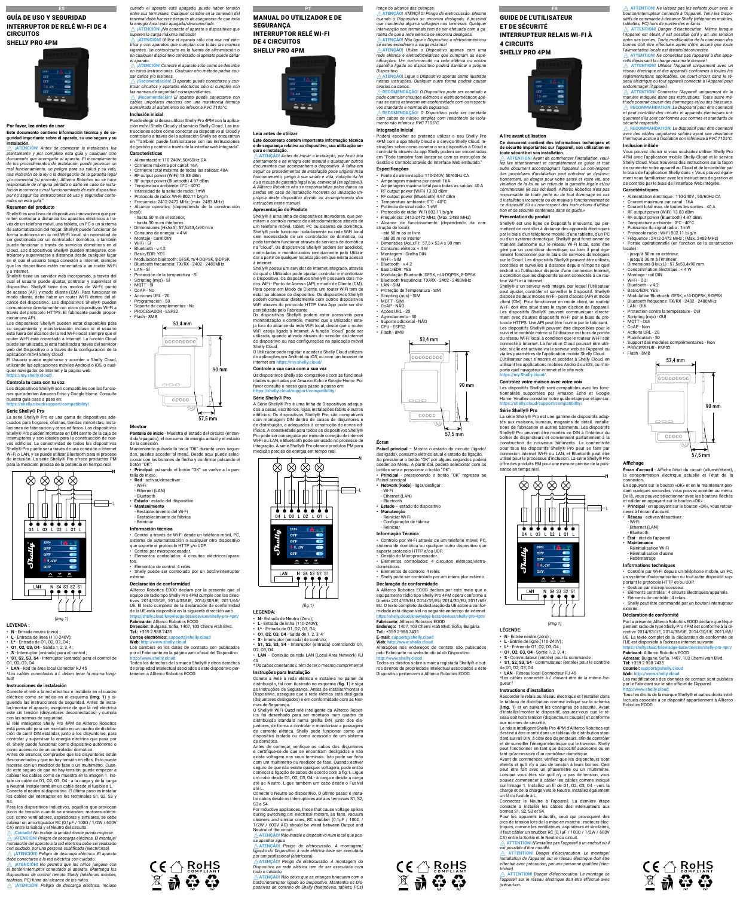# GUÍA DE USO Y SEGURIDAD INTERRUPTOR DE RELÉ WI-FI DE 4 CIRCUITOS SHELLY PRO 4PM

**Por favor, lea antes de usar**

**Este documento contiene información técnica y de seguridad importante sobre el aparato, su uso seguro y su instalación.**

⚠ ***¡ATENCIÓN!*** *Antes de comenzar la instalación, lea atentamente y por completo esta guía y cualquier otro documento que acompañe al aparato. El incumplimiento de los procedimientos de instalación puede provocar un mal funcionamiento, un peligro para su salud y su vida, una violación de la ley o la denegación de la garantía legal y/o comercial (si procede). Allterco Robotics no se hace responsable de ninguna pérdida o daño en caso de instalación incorrecta o mal funcionamiento de este dispositivo por no seguir las instrucciones de uso y seguridad contenidas en esta guía.*

## Resumen del producto

Shelly® es una línea de dispositivos innovadores que permiten controlar a distancia los aparatos eléctricos a través de un teléfono móvil, una tableta, un PC o un sistema de automatización del hogar. Shelly® puede funcionar de forma autónoma en la red Wi-Fi local, sin necesidad de ser gestionada por un controlador doméstico, o también puede funcionar a través de servicios domóticos en el Cloud. Los dispositivos Shelly® pueden manejarse, controlarse y supervisarse a distancia desde cualquier lugar en el que el usuario tenga conexión a Internet, siempre que los dispositivos estén conectados a un router Wi-Fi y a Internet.

Shelly® tiene un servidor web incorporado, a través del cual el usuario puede ajustar, controlar y supervisar el dispositivo. Shelly® tiene dos modos de Wi-Fi: punto de acceso (AP) y modo cliente (CM). Para funcionar en modo cliente, debe haber un router Wi-Fi dentro del alcance del dispositivo. Los dispositivos Shelly® pueden comunicarse directamente con otros dispositivos Wi-Fi a través del protocolo HTTPS. El fabricante puede proporcionar una API.

Los dispositivos Shelly® pueden estar disponibles para su seguimiento y monitorización incluso si el usuario está fuera del alcance de la red Wi-Fi local, siempre que el router Wi-Fi esté conectado a Internet. La función Cloud puede ser utilizada, si está habilitada a través del servidor web del Dispositivo o a través de la configuración de la aplicación móvil Shelly Cloud.

El Usuario puede registrarse y acceder a Shelly Cloud, utilizando las aplicaciones móviles Android o iOS, o cualquier navegador de Internet y la página web: https://my.shelly.cloud/.

## Controla tu casa con tu voz

Los dispositivos Shelly® son compatibles con las funciones que admiten Amazon Echo y Google Home. Consulte nuestra guía paso a paso en:
https://shelly.cloud/support/compatibility/

## Serie Shelly® Pro

La serie Shelly® Pro es una gama de dispositivos adecuados para hogares, oficinas, tiendas minoristas, instalaciones de fabricación y otros edificios. Los dispositivos Shelly® Pro pueden montarse en DIN dentro de la caja de interruptores y son ideales para la construcción de nuevos edificios. La conectividad de todos los dispositivos Shelly® Pro puede ser a través de una conexión a Internet Wi-Fi o LAN, y se puede utilizar Bluetooth para el proceso de inclusión. La serie Shelly® Pro ofrece productos PM para la medición precisa de la potencia en tiempo real.

(Img.1)

**LEYENDA :**
- **N** - Entrada neutra (ceo) ;
- **L** - Entrada de línea (110-240V);
- **L*** - Entrada de O1, O2, O3, O4 ;
- **O1, O2, O3, O4** - Salida 1, 2, 3, 4 ;
- **S** - Interruptor (entrada) para el control ;
- **S1, S2, S3, S4** - Interruptor (entrada) para el control de O1, O2, O3, O4
- **LAN** - Red de área local Conector RJ 45

*Los cables conectados a L deben tener la misma longitud!*

## Instrucciones de instalación

Conecte el relé a la red eléctrica e instálelo en el cuadro eléctrico como se indica en el esquema (**Img. 1**) y siguiendo las instrucciones de seguridad. Antes de instalar/montar el aparato, asegúrese de que la red eléctrica esté sin tensión (disyuntores desconectados) y cumpla con las normas de seguridad.

El relé inteligente Shelly Pro 4PM de Allterco Robotics está pensado para ser montado en un cuadro de distribución con carril DIN estándar, junto a los disyuntores, para controlar y supervisar la energía eléctrica que pasa por él. Shelly puede funcionar como dispositivo autónomo o como accesorio de un controlador doméstico.

Antes de arrancar, compruebe que los disyuntores están desconectados y que no hay tensión en ellos. Esto puede hacerse con un medidor de fase o un multímetro. Cuando esté seguro de que no hay tensión, puede empezar a cablear los cables como se muestra en la imagen 1. Instale un cable de O1, O2, O3, O4 - a la carga y de la carga a Neutral. Instale también un cable desde el fusible a L.

Conecte el neutro al dispositivo. El último paso es instalar los cables del interruptor en los terminales S1, S2, S3 y S4.

Para los dispositivos inductivos, aquellos que provocan picos de tensión cuando se encienden: motores eléctricos, como ventiladores, aspiradoras y similares, se debe cablear un amortiguador RC (0,1µF / 100Ω / 1/2W / 600V CA) entre la Salida y el Neutro del circuito.

⚠ ***¡Cuidado!*** *No instale la unidad donde pueda mojarse.*

⚠ ***¡ATENCIÓN!*** *Peligro de descarga eléctrica. El montaje/instalación del aparato a la red eléctrica debe ser realizado con cuidado, por una persona cualificada (electricista).*

⚠ ***¡ATENCIÓN!*** *Peligro de descarga eléctrica. El aparato debe conectarse a la red eléctrica con cuidado.*

⚠ ***¡ATENCIÓN!*** *No permita que los niños jueguen con el botón/interruptor conectado al aparato. Mantenga los dispositivos de control remoto Shelly (teléfonos móviles, tabletas, PC) fuera del alcance de los niños.*

⚠ ***¡ATENCIÓN!*** *Peligro de descarga eléctrica. Incluso cuando el aparato está apagado, puede haber tensión entre sus terminales. Cualquier cambio en la conexión del terminal debe hacerse después de asegurarse de que toda la energía local está apagada/desconectada.*

⚠ ***¡ATENCIÓN!*** *¡No conecte el aparato a dispositivos que superen la carga máxima indicada!*

⚠ ***¡ATENCIÓN!*** *Utilice el aparato sólo con una red eléctrica y con aparatos que cumplan con todas las normas vigentes. Un cortocircuito en la fuente de alimentación o en cualquier dispositivo conectado al aparato puede dañar el aparato.*

⚠ ***¡ATENCIÓN!*** *Conecte el aparato sólo como se describe en estas instrucciones. Cualquier otro método podría causar daños y/o lesiones.*

⚠ ***¡Recomendación!*** *El aparato puede conectarse y controlar circuitos y aparatos eléctricos sólo si cumplen con las normas de seguridad correspondientes.*

⚠ ***¡Recomendación!*** *El aparato puede conectarse con cables unipolares macizos con una resistencia térmica aumentada al aislamiento no inferior a PVC T105°C.*

## Inclusión inicial

Puede elegir si desea utilizar Shelly Pro 4PM con la aplicación móvil Shelly Cloud y el servicio Shelly Cloud. Las instrucciones sobre cómo conectar su dispositivo al Cloud y controlarlo a través de la aplicación Shelly se encuentran en "También puede familiarizarse con las instrucciones de gestión y control a través de la interfaz web integrada".

## Características

- Alimentación: 110-240V; 50/60Hz CA
- Corriente máxima por canal: 16A
- Corriente total máxima de todas las salidas: 40A
- RF output power (WiFi): 13.83 dBm
- RF output power (Bluetooth) 4.97 dBm
- Temperatura ambiente: 0°C - 40°C
- Intensidad de la señal de radio: 1mW
- Protocolo de radio: Wi-Fi 802.11 b/g/n
- Frecuencia: 2412-2472 MHz; (máx. 2483 MHz)
- Alcance operativo (dependiendo de la construcción local):
  - hasta 50 m en el exterior,
  - hasta 30 m en interiores
- Dimensiones (HxAxA): 57,5x53,4x90 mm
- Consumo de energía: < 4 W
- Montaje - carril DIN
- Wi-Fi - SÍ
- Bluetooth - v.4.2
- Basic/EDR: YES
- Modulación bluetooth: GFSK, π/4-DQPSK, 8-DPSK
- Bluetooth frecuencia: TX/RX - 2402 - 2480MHz
- LAN - SÍ
- Protección de la temperatura - Sí
- Scripting (mjs) - SÍ
- MQTT - SÍ
- CoAP - No
- Acciones URL - 20
- Programación - 50
- Soporte de complementos - No
- PROCESADOR - ESP32
- Flash - 8MB

53,4 mm
90 mm
57,5 mm

## Mostrar

**Pantalla de inicio** - Muestra el estado del circuito (encendido/apagado), el consumo de energía actual y el estado de la conexión.

Manteniendo pulsada la tecla "OK" durante unos segundos, puedes acceder al menú. Desde aquí puede seleccionar con los botones de flecha y confirmar pulsando el botón "OK":
- **Principal**: pulsando el botón "OK" se vuelve a la pantalla de inicio.
- **Red** - activar/desactivar :
  - Wi-Fi
  - Ethernet (LAN)
  - Bluetooth
- **Estado** - estado del dispositivo
- **Mantenimiento**
  - Restablecimiento del Wi-Fi
  - Restablecimiento de fábrica
  - Reiniciar

## Información técnica

- Control a través de Wi-Fi desde un teléfono móvil, PC, sistema de automatización o cualquier otro dispositivo que soporte el protocolo HTTP y/o UDP.
- Control por microprocesador.
- Elementos controlados: 4 circuitos eléctricos/aparatos.
- Elementos de control: 4 relés.
- Shelly puede ser controlado por un botón/interruptor externo.

## Declaración de conformidad

Allterco Robotics EOOD declara por la presente que el equipo de radio tipo Shelly Pro 4PM cumple con las directivas 2014/53/UE, 2014/35/UE, 2014/30/UE, 2011/65/UE. El texto completo de la declaración de conformidad de la UE está disponible en la siguiente dirección web https://shelly.cloud/knowledge-base/devices/shelly-pro-4pm/

**Fabricante:** Allterco Robotics EOOD
**Dirección:** Bulgaria, Sofía, 1407, 103 Cherni vrah Blvd.
**Tel.:** +359 2 988 7435
**Correo electrónico:** support@shelly.cloud
**Web:** http://www.shelly.cloud

Los cambios en los datos de contacto son publicados por el Fabricante en la página web oficial del Dispositivo http://www.shelly.cloud

Todos los derechos de la marca Shelly® y otros derechos de propiedad intelectual asociados a este dispositivo pertenecen a Allterco Robotics EOOD.

CE RoHS COMPLIANT

# MANUAL DO UTILIZADOR E DE SEGURANÇA INTERRUPTOR RELÉ WI-FI DE 4 CIRCUITOS SHELLY PRO 4PM

**Leia antes de utilizar**

**Este documento contém importante informação técnica e de segurança relativa ao dispositivo, sua utilização segura e instalação.**

⚠ ***ATENÇÃO!*** *Antes de iniciar a instalação, por favor leia atentamente e na íntegra este manual e quaisquer outros documentos que acompanham o dispositivo. A falha em seguir os procedimentos de instalação pode originar mau funcionamento, perigo à sua saúde e vida, violação de lei ou a recusa de garantia legal e/ou comercial (se existir). A Allterco Robotics não se responsabiliza pelas perdas ou danos em caso de instalação incorreta ou utilização imprópria deste dispositivo devido ao incumprimento das instruções neste manual.*

## Apresentação do Produto

Shelly® é uma linha de dispositivos inovadores, que permitem o controlo remoto de eletrodomésticos através de um telefone móvel, tablet, PC ou sistema de domótica. Shelly® pode funcionar isoladamente na rede WiFi local sem necessidade de um controlador de domótica, ou pode também funcionar através de serviços de domótica na "cloud". Os dispositivos Shelly® podem ser acedidos, controlados e monitorizados remotamente pelo Utilizador a partir de qualquer localização em que exista acesso à Internet.

Shelly® possui um servidor de internet integrado, através do qual o Utilizador pode ajustar, controlar e monitorizar o Dispositivo. Os dispositivos Shelly® possuem dois modos WiFi - Ponto de Acesso (AP) e modo de Cliente (CM). Para operar em Modo de Cliente, um router WiFi tem de estar ao alcance do dispositivo. Os dispositivos Shelly® podem comunicar diretamente com outros dispositivos WiFi através do protocolo HTTP. Uma API pode ser disponibilizada pelo Fabricante

Os dispositivos Shelly® podem estar acessíveis para monitorização e controlo, mesmo que o Utilizador esteja fora do alcance da rede WiFi local, desde que o router WiFi esteja ligado à Internet. A função "cloud" pode ser utilizada, quando ativada através do servidor de internet do dispositivo ou nas configurações na aplicação móvel Shelly Cloud.

O Utilizador pode registar e aceder à Shelly Cloud utilizando aplicações em Android ou iOS, ou com um browser de internet em https://my.shelly.cloud/

## Controle a sua casa com a sua voz

Os dispositivos Shelly são compatíveis com as funcionalidades suportadas por Amazon Echo e Google Home. Por favor consulte o nosso guia passo-a-passo em:
https://shelly.cloud/support/compatibility/

## Série Shelly® Pro

A Série Shelly® Pro é uma linha de Dispositivos adequados a casas, escritórios, lojas, instalações fabris e outros edifícios. Os Dispositivos Shelly® Pro são compatíveis com montagem DIN dentro de caixas de disjuntores e de distribuição, e adequados à construção de novos edifícios. A conetividade para todos os Dispositivos Shelly® Pro pode ser conseguida por meio de conexão de internet Wi-Fi ou LAN, e Bluetooth pode ser usado no processo de integração. A série Shelly® Pro oferece produtos PM para medição precisa de energia em tempo real.

(fig.1)

**LEGENDA:**
- **N** - Entrada de Neutro (Zero);
- **L** - Entrada de linha (110-240V);
- **L*** - Entrada de O1, O2, O3, O4;
- **O1, O2, O3, O4** - Saída de 1, 2, 3, 4;
- **S** - Interruptor (entrada) de controlo;
- **S1, S2, S3, S4** - Interruptor (entrada) controlando O1, O2, O3, O4
- **LAN** – Conexão de rede LAN (Local Area Network) RJ 45

*\* Os cabos conectados L têm de ter o mesmo comprimento!*

## Instruções para Instalação

Conete a Relé à rede elétrica e instale-a no painel de distribuição, tal com ilustrado no esquema (**fig. 1**) e siga as Instruções de Segurança. Antes de instalar/montar o Dispositivo, assegure que a rede elétrica está desligada (disjuntores desligados) e em conformidade com as Normas de Segurança.

O Shelly® WiFi Quad relé inteligente da Allterco Robotics foi desenhado para ser montado num quadro de distribuição standard numa grelha DIN, junto dos disjuntores, de forma a controlar e monitorizar a passagem de corrente elétrica. Shelly pode funcionar como um dispositivo isolado ou como acessório de um sistema de domótica.

Antes de começar, verifique os cabos dos disjuntores e certifique-se de que se encontram desligados e não existe voltagem nos seus terminais. Isto pode ser feito com um multímetro ou medidor de fase. Quando estiver seguro de que não existe qualquer voltagem, pode então começar a ligação de cabos de acordo com a fig.1. Ligue um cabo desde O1, O2, O3, O4 - à carga e desde a carga até ao Neutro. Ligue também um cabo desde o Fusível até L.

Conecte o Neutro ao Dispositivo. O último passo é instalar os cabos desde os interruptores até aos terminais S1, S2, S3 e S4.

For inductive appliances, those that cause voltage spikes during switching on: electrical motors, as fans, vacuum cleaners and similar ones, RC snubber (0.1µF / 100Ω / 1/2W / 600V AC) should be wired between Output and Neutral of the circuit.

⚠ ***ATENÇÃO!*** *Não instale o dispositivo num local que possa apanhar água.*

⚠ ***ATENÇÃO!*** *Perigo de eletrocussão. A montagem/ligação do Dispositivo à rede elétrica deve ser executada por um profissional (eletricista).*

⚠ ***ATENÇÃO!*** *Perigo de eletrocussão. A montagem do Dispositivo na rede elétrica tem de ser executada com todo o cuidado.*

⚠ ***ATENÇÃO!*** *Não deixe que as crianças brinquem com o botão/interruptor ligado ao Dispositivo. Mantenha os Dispositivos de controlo do Shelly (telemóveis, tablets, PCs) longe do alcance das crianças.*

⚠ ***ATENÇÃO!*** *ATENÇÃO! Perigo de eletrocussão. Mesmo quando o Dispositivo se encontra desligado, é possível que mantenha alguma voltagem nos terminais. Qualquer intervenção nos terminais tem de ser efetuada com a garantia de que a rede elétrica se encontra desligada.*

⚠ ***ATENÇÃO!*** *Não ligue o Dispositivo a eletrodomésticos se estes excederem a carga máxima!*

⚠ ***ATENÇÃO!*** *Utilize o Dispositivo apenas com uma rede elétrica e eletrodomésticos que cumpram as especificações. Um curto-circuito na rede elétrica ou noutro aparelho ligado ao dispositivo poderá danificar o próprio Dispositivo.*

⚠ ***ATENÇÃO!*** *Ligue o Dispositivo apenas como ilustrado nestas instruções. Qualquer outra forma poderá causar avarias ou danos.*

⚠ ***RECOMENDAÇÃO!*** *O Dispositivo pode ser conetado e pode controlar circuitos elétricos e eletrodomésticos apenas se estes estiverem em conformidade com os respetivos standards e normas de segurança.*

⚠ ***RECOMENDAÇÃO!*** *O Dispositivo pode ser conetado com cabos de núcleo simples com resistência de isolamento não inferior a PVC T105°C.*

## Integração Inicial

Poderá escolher se pretende utilizar o seu Shelly Pro 4PM com a app Shelly Cloud e o serviço Shelly Cloud. Instruções sobre como conetar o seu dispositivo à Cloud e controlá-lo através da app Shelly podem ser encontradas em "Pode também familiarizar-se com as instruções de Gestão e Controlo através do interface Web embutido."

## Especificações

- Fonte de alimentação: 110-240V; 50/60Hz CA
- Amperagem máxima por canal: 16A
- Amperagem máxima total para todas as saídas: 40 A
- RF output power (WiFi) 13.83 dBm
- RF output power (Bluetooth) 4.97 dBm
- Temperatura ambiente: 0°C - 40°C
- Potência de sinal rádio: 1mW
- Protocolo de rádio: WiFi 802.11 b/g/n
- Frequência: 2412-2472 MHz; (Max. 2483 MHz)
- Alcance de funcionamento (dependendo da construção do local):
  - até 50 m ao ar livre
  - até 30 m no interior
- Dimensões (AxLxP): 57,5 x 53,4 x 90 mm
- Consumo elétrico: < 4 W
- Montagem - Grelha DIN
- Wi-Fi - SIM
- Bluetooth - v.4.2
- Basic/EDR: YES
- Modulação Bluetooth: GFSK, π/4-DQPSK, 8-DPSK
- Bluetooth frequência: TX/RX - 2402 - 2480MHz
- LAN - SIM
- Proteção de Temperatura - SIM
- Scripting (mjs) - SIM
- MQTT - SIM
- CoAP - NÃO
- Ações URL - 20
- Agendamento - 50
- Suporte adicional - NÃO
- CPU - ESP32
- Flash - 8MB

53,4 mm
90 mm
57,5 mm

## Écran

**Painel principal** – Mostra o estado do circuito (ligado/desligado), consumo elétrico atual e estado da ligação.

Ao pressionar o botão "OK" por alguns segundos poderá aceder ao Menu. A partir daí, poderá selecionar com os botões seta e pressionar o botão "OK":
- **Principal** - pressionando o botão "OK" regressa ao Painel principal
- **Network (Rede)** - ligar/desligar :
  - Wi-Fi
  - Ethernet (LAN)
  - Bluetooth
- **Estado** – estado do dispositivo
- **Manutenção**
  - Reiniciar Wi-Fi
  - Configuração de fábrica
  - Reiniciar

## Informação Técnica

- Controlo por Wi-Fi através de um telefone móvel, PC, sistema de domótica ou qualquer outro dispositivo que suporte protocolo HTTP e/ou UDP.
- Gestão do Microprocessador.
- Elementos controlados: 4 circuitos elétricos/eletrodomésticos.
- Elementos de controlo: 4 relés.
- Shelly pode ser controlado por um interruptor externo.

## Declaração de conformidade

A Allterco Robotics EOOD declara por este meio que o equipamento rádio tipo Shelly Pro 4PM opera conforme a Diretriz 2014/53/EU, 2014/35/EU, 2014/30/EU, 2011/65/EU. O texto completo da declaração da UE sobre a conformidade está disponível no seguinte endereço de internet https://shelly.cloud/knowledge-base/devices/shelly-pro-4pm/

**Fabricante:** Allterco Robotics EOOD
**Endereço:** 1407, 103 Cherni vrah Blvd. Sofia, Bulgária
**Tel.:** +359 2 988 7435
**E-mail:** support@shelly.cloud
**Web:** http://www.shelly.cloud

Alterações nos endereços de contato são publicadas pelo Fabricante no website oficial do Dispositivo http://www.shelly.cloud

Todos os direitos sobre a marca registada Shelly® e outros direitos de propriedade intelectual associados a este Dispositivo pertencem a Allterco Robotics EOOD.

CE RoHS COMPLIANT

# GUIDE DE L'UTILISATEUR ET DE SÉCURITÉ INTERRUPTEUR RELAIS WI-FI À 4 CIRCUITS SHELLY PRO 4PM

**A lire avant utilisation**

**Ce document contient des informations techniques et de sécurité importantes sur l'appareil, son utilisation en toute sécurité et son installation.**

⚠ ***ATTENTION!*** *Avant de commencer l'installation, veuillez lire attentivement et complètement ce guide et tout autre document accompagnant l'appareil. Le non-respect des procédures d'installation peut entraîner un dysfonctionnement, un danger pour votre santé et votre vie, une violation de la loi ou un refus de la garantie légale et/ou commerciale (le cas échéant). Allterco Robotics n'est pas responsable de toute perte ou de tout dommage en cas d'installation incorrecte ou de mauvais fonctionnement de ce dispositif dû au non-respect des instructions d'utilisation et de sécurité contenues dans ce guide.»*

## Présentation du produit

Shelly® est une ligne de Dispositifs innovants, qui permettent de contrôler à distance des appareils électriques par le biais d'un téléphone mobile, d'une tablette, d'un PC ou d'un système domotique. Shelly® peut fonctionner de manière autonome sur le réseau Wi-Fi local, sans être géré par un contrôleur domotique, ou bien il peut également fonctionner par le biais de services domotiques sur le Cloud. Les dispositifs Shelly® peuvent être utilisés, contrôlés et surveillés à distance depuis n'importe quel endroit où l'utilisateur dispose d'une connexion Internet, à condition que les dispositifs soient connectés à un routeur Wi-Fi et à Internet.

Shelly® a un serveur web intégré, par lequel l'Utilisateur peut ajuster, contrôler et surveiller le Dispositif. Shelly® dispose de deux modes Wi-Fi - point d'accès (AP) et mode client (CM). Pour fonctionner en mode client, un routeur Wi-Fi doit être situé dans la portée d'action de l'appareil. Les dispositifs Shelly® peuvent communiquer directement avec d'autres dispositifs Wi-Fi par le biais du protocole HTTPS. Une API peut être fournie par le fabricant.

Les dispositifs Shelly® peuvent être disponibles pour le suivi et le contrôle même si l'Utilisateur est hors de portée du réseau Wi-Fi local, à condition que le routeur Wi-Fi soit connecté à Internet. La fonction Cloud pourrait être utilisée, si elle est activée via le serveur web de l'Appareil ou via les paramètres de l'application mobile Shelly Cloud.

L'Utilisateur peut s'inscrire et accéder à Shelly Cloud, en utilisant les applications mobiles Android ou iOS, ou n'importe quel navigateur internet et le site web: https://my.shelly.cloud/.

## Contrôlez votre maison avec votre voix

Les dispositifs Shelly® sont compatibles avec les fonctionnalités supportées par Amazon Echo et Google Home. Veuillez consulter notre guide étape par étape sur:
https://shelly.cloud/support/compatibility/

## Série Shelly® Pro

La série Shelly® Pro est une gamme de dispositifs adaptés aux maisons, bureaux, magasins de détail, installations de fabrication et autres bâtiments. Les dispositifs Shelly® Pro peuvent être montés en DIN à l'intérieur du boîtier de disjoncteurs et conviennent parfaitement à la construction de nouveaux bâtiments. La connectivité pour tous les dispositifs Shelly® Pro peut se faire par connexion Internet Wi-Fi ou LAN, et Bluetooth peut être utilisé pour le processus d'inclusion. La série Shelly® Pro offre des produits PM pour une mesure précise de la puissance en temps réel.

(Img. 1)

**LÉGENDE:**
- **N** - Entrée neutre (zéro) ;
- **L** - Entrée de ligne (110-240V) ;
- **L*** - Entrée de O1, O2, O3, O4 ;
- **O1, O2, O3, O4** - Sortie 1, 2, 3, 4 ;
- **S** - Commutateur (entrée) pour la commande ;
- **S1, S2, S3, S4** - Commutateur (entrée) pour le contrôle de O1, O2, O3, O4
- **LAN** - Réseau local Connecteur RJ 45

*\*Les câbles connectés à L doivent être de la même longueur !*

## Instructions d'installation

Raccorder le relais au réseau électrique et l'installer dans le tableau de distribution comme indiqué sur le schéma (**Img. 1**) et en suivant les consignes de sécurité. Avant d'installer/monter le dispositif, assurez-vous que le réseau est hors tension (disjoncteurs coupés) et conforme aux normes de sécurité.

Le relais intelligent Shelly Pro 4PM d'Allterco Robotics est destiné à être monté dans un tableau de distribution standard sur rail DIN, à côté des disjoncteurs, afin de contrôler et de surveiller l'énergie électrique qui le traverse. Shelly peut fonctionner en tant que dispositif autonome ou en tant qu'accessoire d'un contrôleur domotique.

Avant de commencer, vérifiez que les disjoncteurs sont éteints et qu'il n'y a pas de tension à leurs bornes. Ceci peut être fait avec un phasemètre ou un multimètre. Lorsque vous êtes sûr qu'il n'y a pas de tension, vous pouvez commencer à câbler les câbles comme indiqué sur l'image 1. Installez un fil de O1, O2, O3, O4 - vers la charge et de la charge vers le Neutre. Installez également un fil du fusible à L.

Connectez le Neutre à l'appareil. La dernière étape consiste à installer les câbles des interrupteurs aux bornes S1, S2, S3 et S4.

Pour les appareils inductifs, ceux qui provoquent des pics de tension lors de la mise en marche : moteurs électriques, comme les ventilateurs, aspirateurs et similaires, il faut câbler un snubber RC (0,1µF / 100Ω / 1/2W / 600V CA) entre la Sortie et le Neutre du circuit.

⚠ ***ATTENTION!*** *N'installez pas l'appareil à un endroit où il est possible d'être mouillé.*

⚠ ***ATTENTION!*** *Danger d'électrocution. Le montage/installation de l'appareil sur le réseau électrique doit être effectué avec précaution, par une personne qualifiée (électricien).*

⚠ ***ATTENTION!*** *Danger d'électrocution. Le montage de l'appareil sur le réseau électrique doit être effectué avec précaution.*

⚠ ***ATTENTION!*** *Ne laissez pas les enfants jouer avec le bouton/interrupteur connecté à l'Appareil. Tenir les Dispositifs de commande à distance Shelly (téléphones mobiles, tablettes, PC) hors de portée des enfants.*

⚠ ***ATTENTION!*** *Danger d'électrocution. Même lorsque l'Appareil est éteint, il est possible qu'il y ait une tension entre ses bornes. Toute modification de la connexion des bornes doit être effectuée après s'être assuré que toute l'alimentation locale est éteinte/déconnectée.*

⚠ ***ATTENTION!*** *Ne connectez pas l'appareil à des appareils dépassant la charge maximale donnée !*

⚠ ***ATTENTION!*** *Utilisez l'Appareil uniquement avec un réseau électrique et des appareils conformes à toutes les réglementations applicables. Un court-circuit dans le réseau électrique ou tout appareil connecté à l'Appareil peut endommager l'Appareil.*

⚠ ***ATTENTION!*** *Connectez l'Appareil uniquement de la manière indiquée dans ces instructions. Toute autre méthode pourrait causer des dommages et/ou des blessures.*

⚠ ***RECOMMANDATION!*** *Le Dispositif peut être connecté et peut contrôler des circuits et appareils électriques uniquement s'ils sont conformes aux normes et standards de sécurité respectifs.*

⚠ ***RECOMMANDATION!*** *Le dispositif peut être connecté avec des câbles unipolaires solides ayant une résistance thermique accrue à l'isolation non inférieure à PVC T105°C.*

## Inclusion initiale

Vous pouvez choisir si vous souhaitez utiliser Shelly Pro 4PM avec l'application mobile Shelly Cloud et le service Shelly Cloud. Vous trouverez des instructions sur la façon de connecter votre appareil au Cloud et de le contrôler par le biais de l'application Shelly dans « Vous pouvez également vous familiariser avec les instructions de gestion et de contrôle par le biais de l'interface Web intégrée.

## Caractéristiques

- Alimentation électrique : 110-240V ; 50/60Hz CA
- Courant maximum par canal : 16A
- Courant total max. de toutes les sorties : 40 A
- RF output power (WiFi) 13.83 dBm
- RF output power (Bluetooth) 4.97 dBm
- Température ambiante : 0°C - 40°C
- Puissance du signal radio : 1mW
- Protocole radio : Wi-Fi 802.11 b/g/n
- Fréquence : 2412-2472 MHz ; (Max. 2483 MHz)
- Portée opérationnelle (en fonction de la construction locale) :
  - jusqu'à 50 m en extérieur,
  - jusqu'à 30 m à l'intérieur
- Dimensions (HxLxL) : 57,5x53,4x90 mm
- Consommation électrique : < 4 W
- Montage - rail DIN
- Wi-Fi - OUI
- Bluetooth - v.4.2
- Basic/EDR: YES
- Modulation Bluetooth: GFSK, π/4-DQPSK, 8-DPSK
- Bluetooth fréquence: TX/RX - 2402 - 2480MHz
- LAN - OUI
- Protection contre la température - OUI
- Scripting (mjs) - OUI
- MQTT - OUI
- CoAP - Non
- Actions URL - 20
- Planification - 50
- Support des modules complémentaires - Non
- PROCESSEUR - ESP32
- Flash - 8MB

53,4 mm
90 mm
57,5 mm

## Affichage

**Écran d'accueil** - Affiche l'état du circuit (allumé/éteint), la consommation électrique actuelle et l'état de la connexion.

En appuyant sur le bouton «OK» et en le maintenant pendant quelques secondes, vous pouvez accéder au menu. De là, vous pouvez sélectionner avec les boutons fléchés et valider en appuyant sur le bouton «OK» :
- **Principal** - en appuyant sur le bouton «OK», vous retournez à l'écran d'accueil.
- **Réseau** - activez/désactivez :
  - Wi-Fi
  - Ethernet (LAN)
  - Bluetooth
- **État** - état de l'appareil
- **Maintenance**
  - Réinitialisation Wi-Fi
  - Réinitialisation d'usine
  - Redémarrage

## Informations techniques

- Contrôle par Wi-Fi depuis un téléphone mobile, un PC, un système d'automatisation ou tout autre dispositif supportant le protocole HTTP et/ou UDP.
- Gestion par microprocesseur.
- Éléments contrôlés : 4 circuits électriques/appareils.
- Éléments de contrôle : 4 relais.
- Shelly peut être commandé par un bouton/interrupteur externe.

## Déclaration de conformité

Par la présente, Allterco Robotics EOOD déclare que l'équipement radio de type Shelly Pro 4PM est conforme à la directive 2014/53/UE, 2014/35/UE, 2014/30/UE, 2011/65/UE. Le texte intégral de la déclaration de conformité de l'UE est disponible à l'adresse internet suivante
https://shelly.cloud/knowledge-base/devices/shelly-pro-4pm/

**Fabricant:** Allterco Robotics EOOD
**Adresse:** Bulgarie, Sofia, 1407, 103 Cherni vrah Blvd.
**Tél:** +359 2 988 7435
**Courriel:** support@shelly.cloud
**Web:** http://www.shelly.cloud

Les modifications des données de contact sont publiées par le Fabricant sur le site officiel de l'Appareil
http://www.shelly.cloud

Tous les droits de la marque Shelly® et autres droits intellectuels associés à ce dispositif appartiennent à Allterco Robotics EOOD.

CE RoHS COMPLIANT